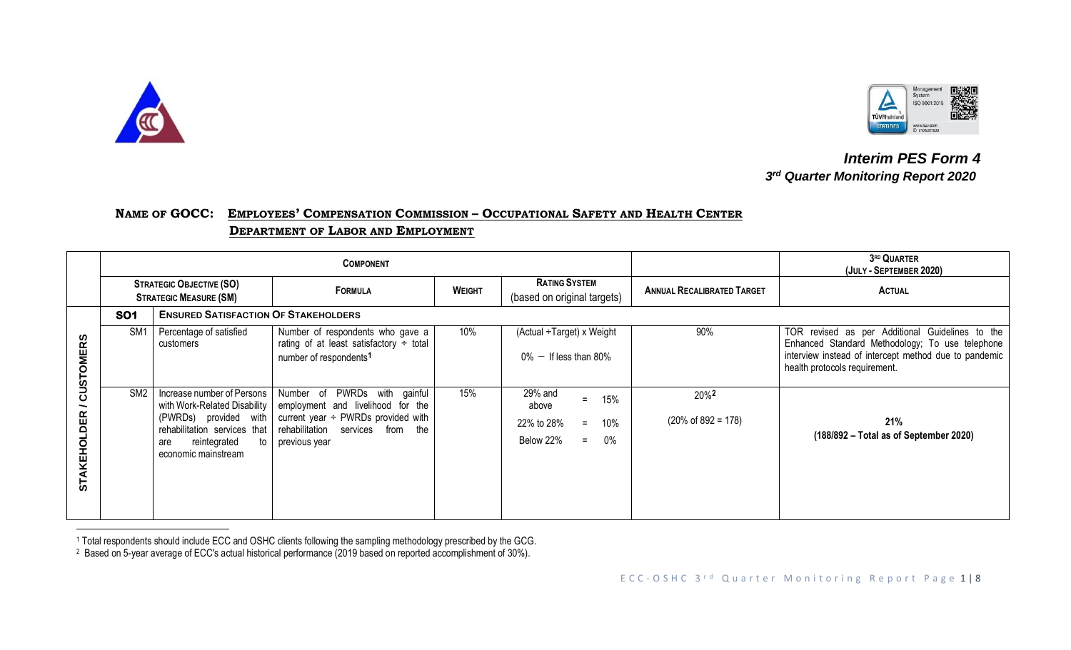*Interim PES Form 4*
***3rd Quarter Monitoring Report 2020***

**NAME OF GOCC: EMPLOYEES' COMPENSATION COMMISSION – OCCUPATIONAL SAFETY AND HEALTH CENTER DEPARTMENT OF LABOR AND EMPLOYMENT**

| | COMPONENT | | | | | | 3RD QUARTER (JULY - SEPTEMBER 2020) |
|---|---|---|---|---|---|---|---|
| | STRATEGIC OBJECTIVE (SO) STRATEGIC MEASURE (SM) | | FORMULA | WEIGHT | RATING SYSTEM (based on original targets) | ANNUAL RECALIBRATED TARGET | ACTUAL |
| STAKEHOLDER / CUSTOMERS | **SO1** | **ENSURED SATISFACTION OF STAKEHOLDERS** | | | | | |
| | SM1 | Percentage of satisfied customers | Number of respondents who gave a rating of at least satisfactory ÷ total number of respondents[1] | 10% | (Actual ÷Target) x Weight<br>0% − If less than 80% | 90% | TOR revised as per Additional Guidelines to the Enhanced Standard Methodology; To use telephone interview instead of intercept method due to pandemic health protocols requirement. |
| | SM2 | Increase number of Persons with Work-Related Disability (PWRDs) provided with rehabilitation services that are reintegrated to economic mainstream | Number of PWRDs with gainful employment and livelihood for the current year ÷ PWRDs provided with rehabilitation services from the previous year | 15% | 29% and above = 15%<br>22% to 28% = 10%<br>Below 22% = 0% | 20%[2]<br>(20% of 892 = 178) | **21%**<br>**(188/892 – Total as of September 2020)** |

[1] Total respondents should include ECC and OSHC clients following the sampling methodology prescribed by the GCG.

[2] Based on 5-year average of ECC's actual historical performance (2019 based on reported accomplishment of 30%).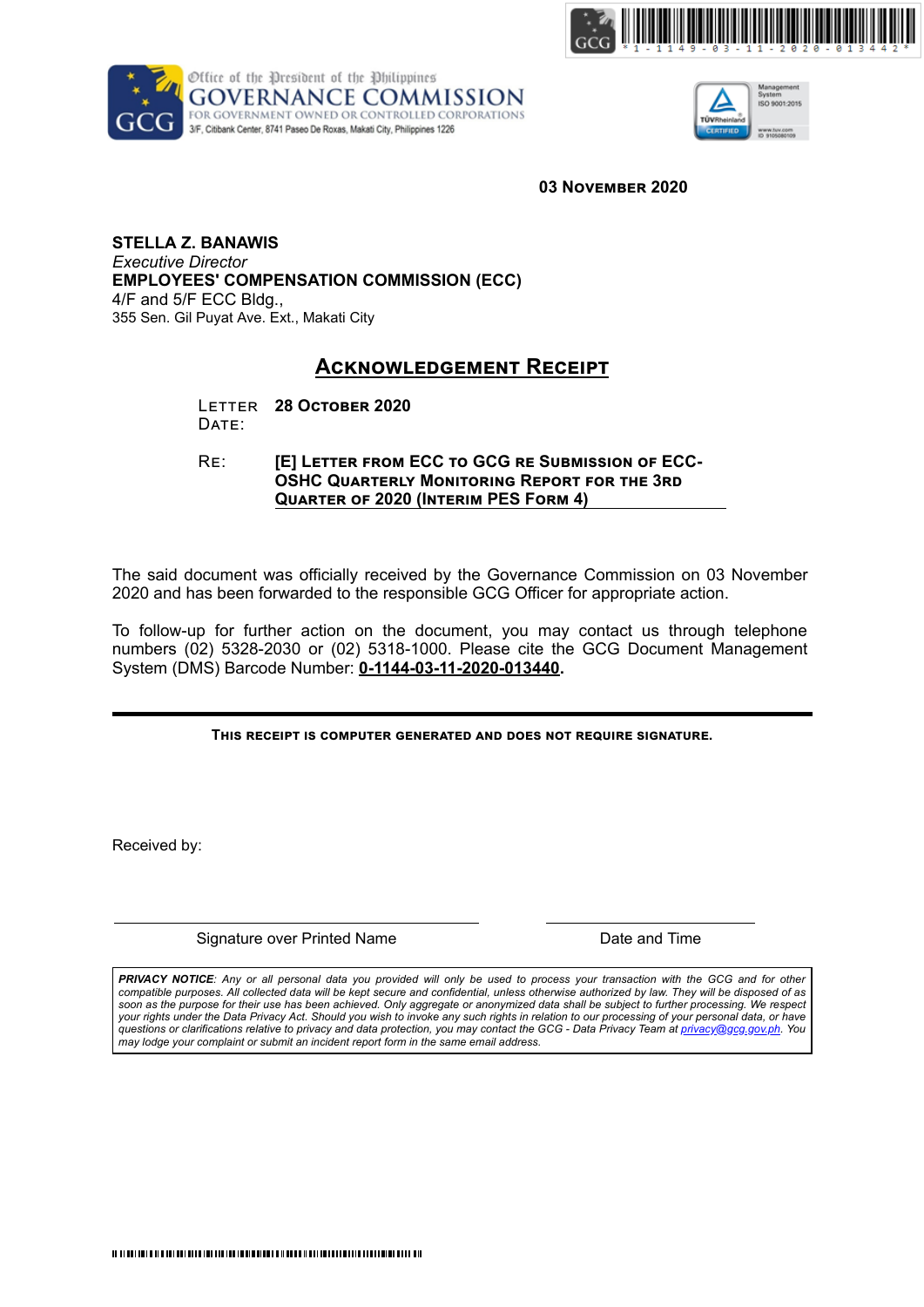Office of the President of the Philippines
GOVERNANCE COMMISSION
FOR GOVERNMENT OWNED OR CONTROLLED CORPORATIONS
3/F, Citibank Center, 8741 Paseo De Roxas, Makati City, Philippines 1226

**03 NOVEMBER 2020**

**STELLA Z. BANAWIS**
*Executive Director*
**EMPLOYEES' COMPENSATION COMMISSION (ECC)**
4/F and 5/F ECC Bldg.,
355 Sen. Gil Puyat Ave. Ext., Makati City

## ACKNOWLEDGEMENT RECEIPT

LETTER DATE: **28 OCTOBER 2020**

RE: **[E] LETTER FROM ECC TO GCG RE SUBMISSION OF ECC-OSHC QUARTERLY MONITORING REPORT FOR THE 3RD QUARTER OF 2020 (INTERIM PES FORM 4)**

The said document was officially received by the Governance Commission on 03 November 2020 and has been forwarded to the responsible GCG Officer for appropriate action.

To follow-up for further action on the document, you may contact us through telephone numbers (02) 5328-2030 or (02) 5318-1000. Please cite the GCG Document Management System (DMS) Barcode Number: **0-1144-03-11-2020-013440.**

**THIS RECEIPT IS COMPUTER GENERATED AND DOES NOT REQUIRE SIGNATURE.**

Received by:

Signature over Printed Name

Date and Time

***PRIVACY NOTICE**: Any or all personal data you provided will only be used to process your transaction with the GCG and for other compatible purposes. All collected data will be kept secure and confidential, unless otherwise authorized by law. They will be disposed of as soon as the purpose for their use has been achieved. Only aggregate or anonymized data shall be subject to further processing. We respect your rights under the Data Privacy Act. Should you wish to invoke any such rights in relation to our processing of your personal data, or have questions or clarifications relative to privacy and data protection, you may contact the GCG - Data Privacy Team at privacy@gcg.gov.ph. You may lodge your complaint or submit an incident report form in the same email address.*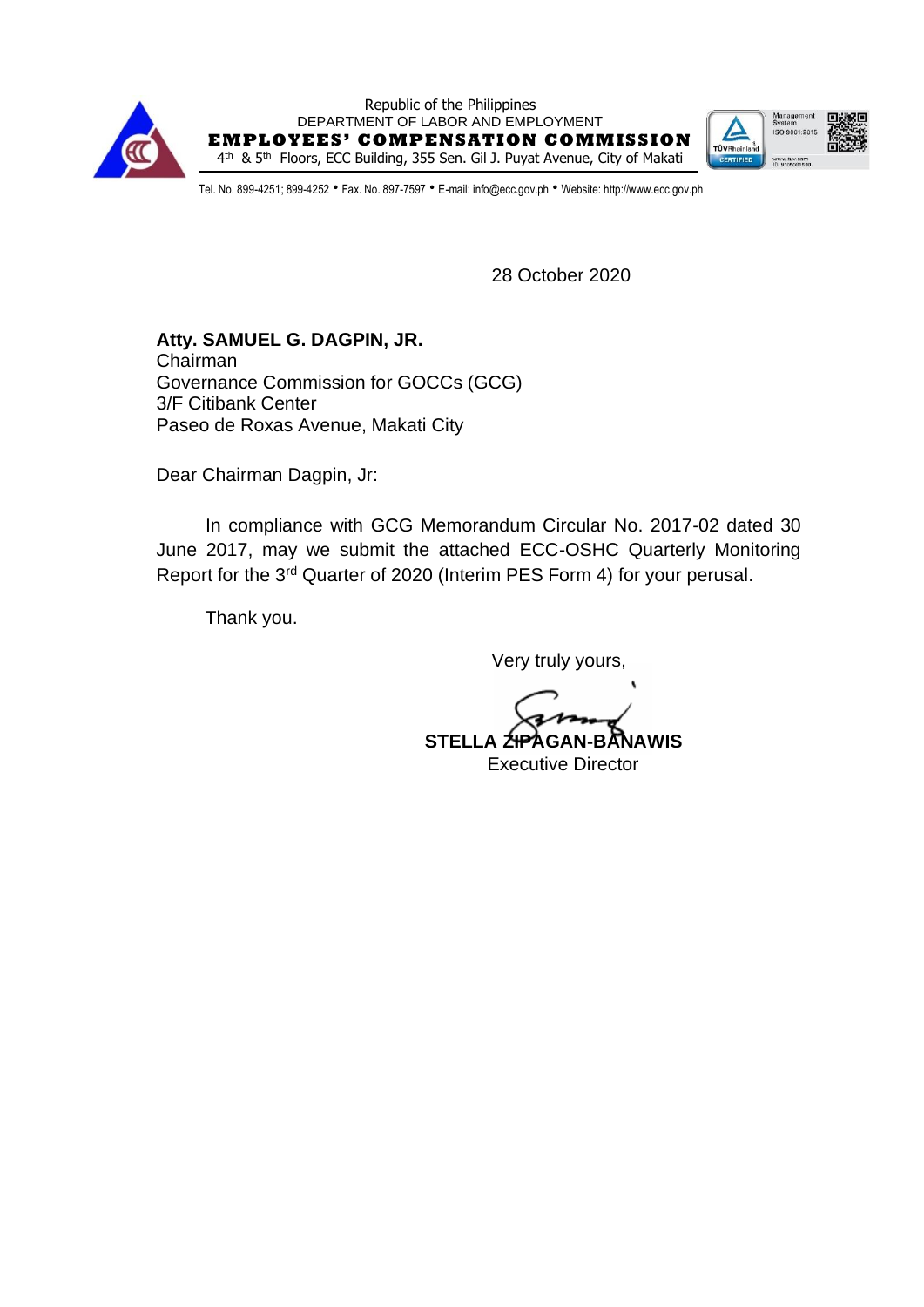Republic of the Philippines
DEPARTMENT OF LABOR AND EMPLOYMENT
**EMPLOYEES' COMPENSATION COMMISSION**
4th & 5th Floors, ECC Building, 355 Sen. Gil J. Puyat Avenue, City of Makati

Tel. No. 899-4251; 899-4252 • Fax. No. 897-7597 • E-mail: info@ecc.gov.ph • Website: http://www.ecc.gov.ph

28 October 2020

**Atty. SAMUEL G. DAGPIN, JR.**
Chairman
Governance Commission for GOCCs (GCG)
3/F Citibank Center
Paseo de Roxas Avenue, Makati City

Dear Chairman Dagpin, Jr:

In compliance with GCG Memorandum Circular No. 2017-02 dated 30 June 2017, may we submit the attached ECC-OSHC Quarterly Monitoring Report for the 3rd Quarter of 2020 (Interim PES Form 4) for your perusal.

Thank you.

Very truly yours,

**STELLA ZIPAGAN-BANAWIS**
Executive Director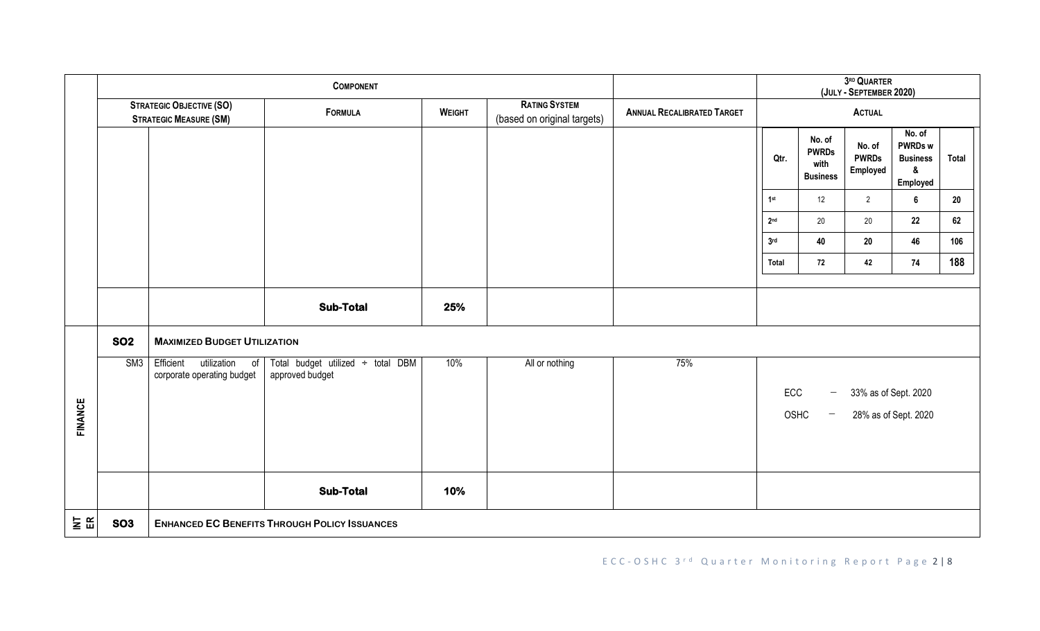|  | Component |  |  |  |  | Annual Recalibrated Target | 3rd Quarter (July - September 2020) |
|---|---|---|---|---|---|---|---|
|  | Strategic Objective (SO) Strategic Measure (SM) |  | Formula | Weight | Rating System (based on original targets) | Annual Recalibrated Target | Actual |
|  |  |  |  |  |  |  | Qtr. / No. of PWRDs with Business / No. of PWRDs Employed / No. of PWRDs w Business & Employed / Total:<br>1st / 12 / 2 / 6 / 20<br>2nd / 20 / 20 / 22 / 62<br>3rd / 40 / 20 / 46 / 106<br>Total / 72 / 42 / 74 / 188 |
|  |  |  | **Sub-Total** | **25%** |  |  |  |
|  | **SO2** | **Maximized Budget Utilization** |  |  |  |  |  |
| FINANCE | SM3 | Efficient utilization of corporate operating budget | Total budget utilized ÷ total DBM approved budget | 10% | All or nothing | 75% | ECC – 33% as of Sept. 2020<br>OSHC – 28% as of Sept. 2020 |
|  |  |  | **Sub-Total** | **10%** |  |  |  |
| INTER | **SO3** | **Enhanced EC Benefits Through Policy Issuances** |  |  |  |  |  |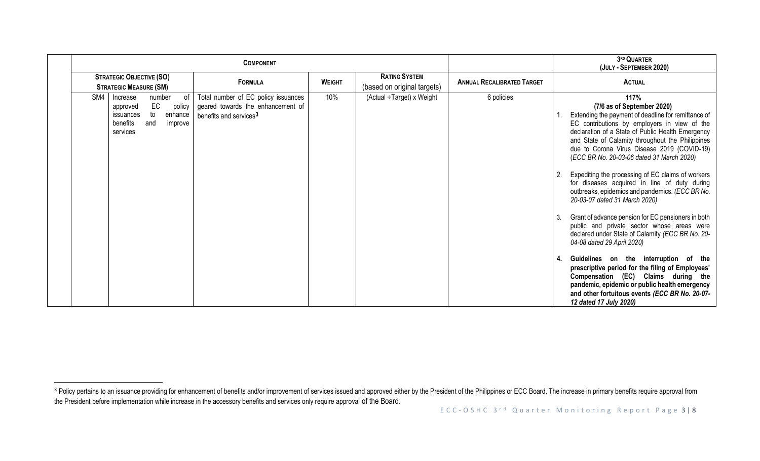| COMPONENT | | | | | | 3RD QUARTER (JULY - SEPTEMBER 2020) |
|---|---|---|---|---|---|---|
| STRATEGIC OBJECTIVE (SO) STRATEGIC MEASURE (SM) | | FORMULA | WEIGHT | RATING SYSTEM (based on original targets) | ANNUAL RECALIBRATED TARGET | ACTUAL |
| SM4 | Increase number of approved EC policy issuances to enhance benefits and improve services | Total number of EC policy issuances geared towards the enhancement of benefits and services[3] | 10% | (Actual ÷Target) x Weight | 6 policies | **117%** **(7/6 as of September 2020)** <br>1. Extending the payment of deadline for remittance of EC contributions by employers in view of the declaration of a State of Public Health Emergency and State of Calamity throughout the Philippines due to Corona Virus Disease 2019 (COVID-19) (*ECC BR No. 20-03-06 dated 31 March 2020)* <br>2. Expediting the processing of EC claims of workers for diseases acquired in line of duty during outbreaks, epidemics and pandemics. *(ECC BR No. 20-03-07 dated 31 March 2020)* <br>3. Grant of advance pension for EC pensioners in both public and private sector whose areas were declared under State of Calamity *(ECC BR No. 20-04-08 dated 29 April 2020)* <br>**4. Guidelines on the interruption of the prescriptive period for the filing of Employees' Compensation (EC) Claims during the pandemic, epidemic or public health emergency and other fortuitous events** ***(ECC BR No. 20-07-12 dated 17 July 2020)*** |

[3] Policy pertains to an issuance providing for enhancement of benefits and/or improvement of services issued and approved either by the President of the Philippines or ECC Board. The increase in primary benefits require approval from the President before implementation while increase in the accessory benefits and services only require approval of the Board.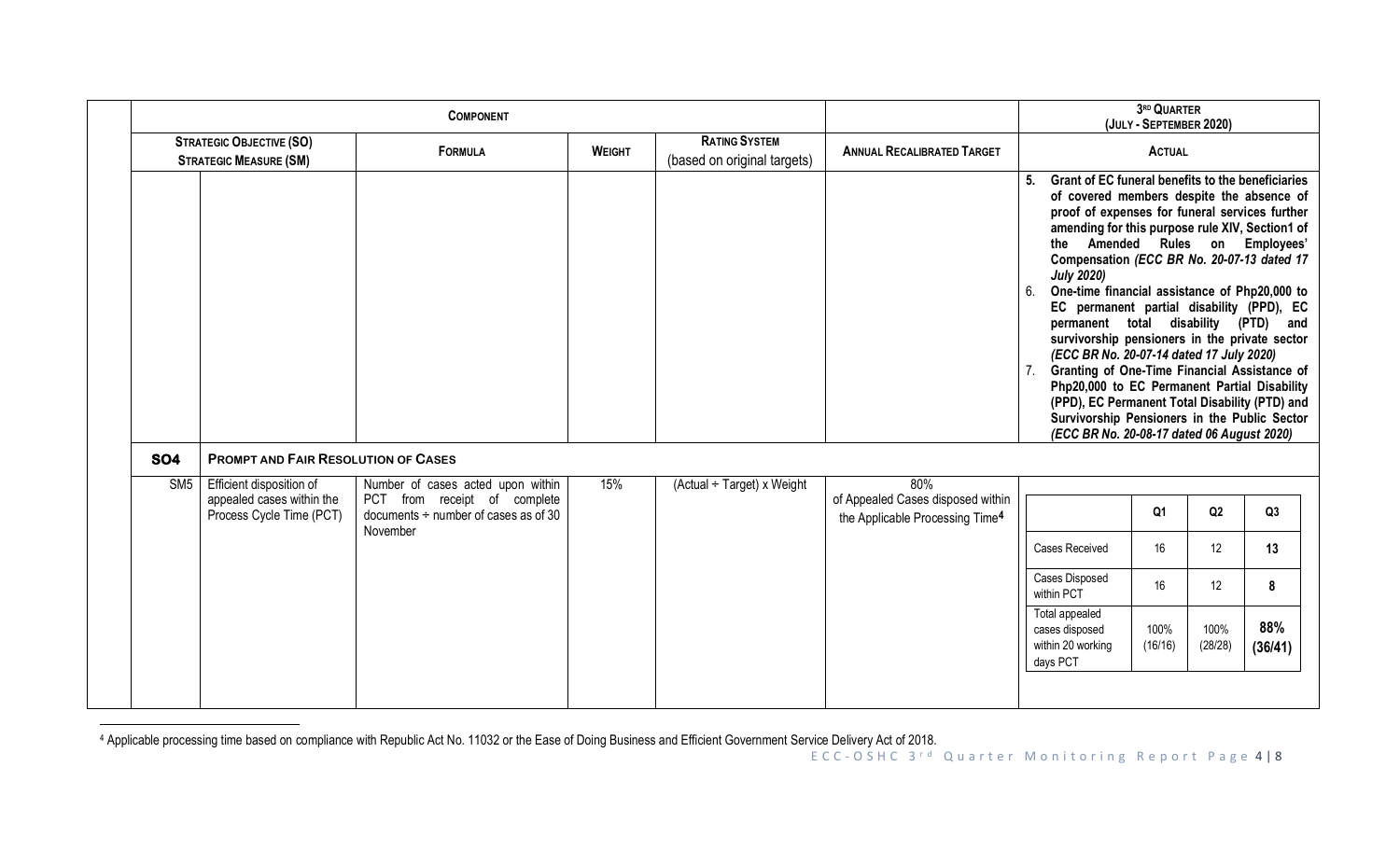| COMPONENT | | | | | | 3RD QUARTER (JULY - SEPTEMBER 2020) |
|---|---|---|---|---|---|---|
| STRATEGIC OBJECTIVE (SO) STRATEGIC MEASURE (SM) | | FORMULA | WEIGHT | RATING SYSTEM (based on original targets) | ANNUAL RECALIBRATED TARGET | ACTUAL |
| | | | | | | 5. **Grant of EC funeral benefits to the beneficiaries of covered members despite the absence of proof of expenses for funeral services further amending for this purpose rule XIV, Section1 of the Amended Rules on Employees' Compensation *(ECC BR No. 20-07-13 dated 17 July 2020)***<br>6. **One-time financial assistance of Php20,000 to EC permanent partial disability (PPD), EC permanent total disability (PTD) and survivorship pensioners in the private sector *(ECC BR No. 20-07-14 dated 17 July 2020)***<br>7. **Granting of One-Time Financial Assistance of Php20,000 to EC Permanent Partial Disability (PPD), EC Permanent Total Disability (PTD) and Survivorship Pensioners in the Public Sector *(ECC BR No. 20-08-17 dated 06 August 2020)*** |
| **SO4** | **PROMPT AND FAIR RESOLUTION OF CASES** | | | | | |
| SM5 | Efficient disposition of appealed cases within the Process Cycle Time (PCT) | Number of cases acted upon within PCT from receipt of complete documents ÷ number of cases as of 30 November | 15% | (Actual ÷ Target) x Weight | 80% of Appealed Cases disposed within the Applicable Processing Time[4] | (see table below) |

| | Q1 | Q2 | Q3 |
|---|---|---|---|
| Cases Received | 16 | 12 | **13** |
| Cases Disposed within PCT | 16 | 12 | **8** |
| Total appealed cases disposed within 20 working days PCT | 100% (16/16) | 100% (28/28) | **88% (36/41)** |

[4] Applicable processing time based on compliance with Republic Act No. 11032 or the Ease of Doing Business and Efficient Government Service Delivery Act of 2018.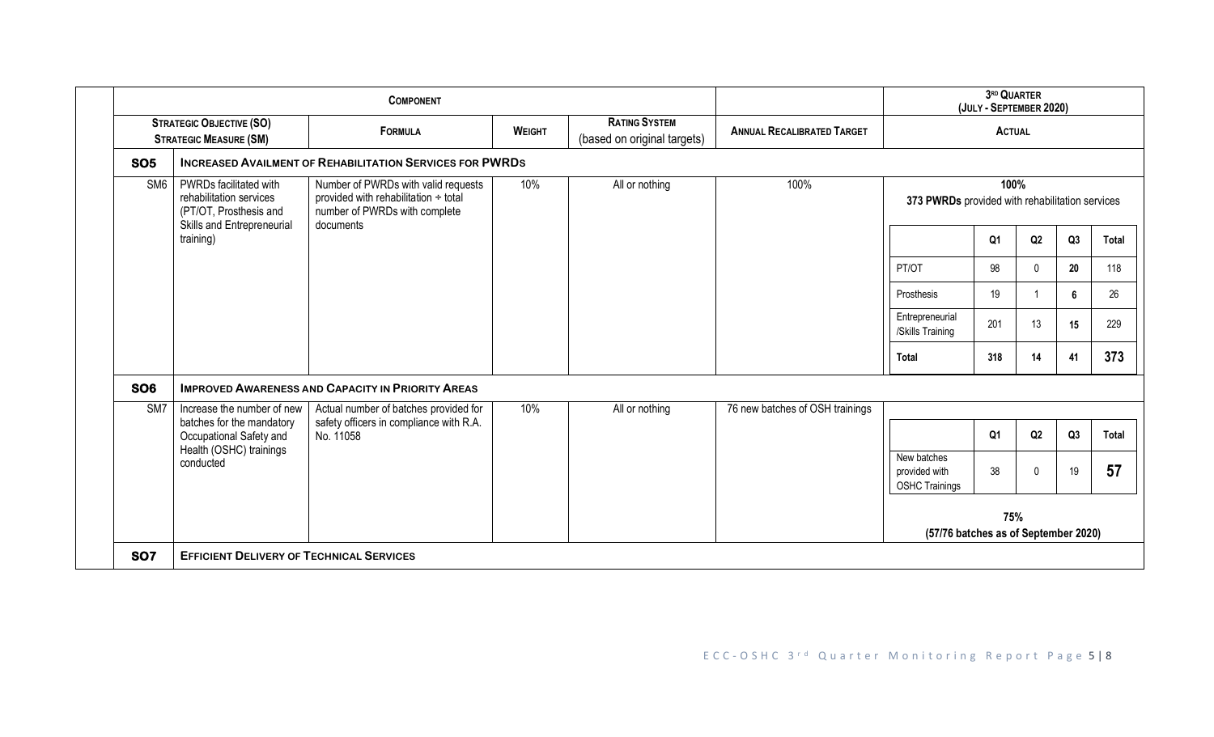| | COMPONENT | | | | | 3RD QUARTER (JULY - SEPTEMBER 2020) |
|---|---|---|---|---|---|---|
| STRATEGIC OBJECTIVE (SO) STRATEGIC MEASURE (SM) | | FORMULA | WEIGHT | RATING SYSTEM (based on original targets) | ANNUAL RECALIBRATED TARGET | ACTUAL |
| **SO5** | **INCREASED AVAILMENT OF REHABILITATION SERVICES FOR PWRDS** | | | | | |
| SM6 | PWRDs facilitated with rehabilitation services (PT/OT, Prosthesis and Skills and Entrepreneurial training) | Number of PWRDs with valid requests provided with rehabilitation ÷ total number of PWRDs with complete documents | 10% | All or nothing | 100% | **100%** **373 PWRDs** provided with rehabilitation services |
| **SO6** | **IMPROVED AWARENESS AND CAPACITY IN PRIORITY AREAS** | | | | | |
| SM7 | Increase the number of new batches for the mandatory Occupational Safety and Health (OSHC) trainings conducted | Actual number of batches provided for safety officers in compliance with R.A. No. 11058 | 10% | All or nothing | 76 new batches of OSH trainings | **75%** **(57/76 batches as of September 2020)** |
| **SO7** | **EFFICIENT DELIVERY OF TECHNICAL SERVICES** | | | | | |

SM6 – 3rd Quarter Actual:

| | Q1 | Q2 | Q3 | Total |
|---|---|---|---|---|
| PT/OT | 98 | 0 | **20** | 118 |
| Prosthesis | 19 | 1 | **6** | 26 |
| Entrepreneurial /Skills Training | 201 | 13 | **15** | 229 |
| **Total** | **318** | **14** | **41** | **373** |

SM7 – 3rd Quarter Actual:

| | Q1 | Q2 | Q3 | Total |
|---|---|---|---|---|
| New batches provided with OSHC Trainings | 38 | 0 | 19 | **57** |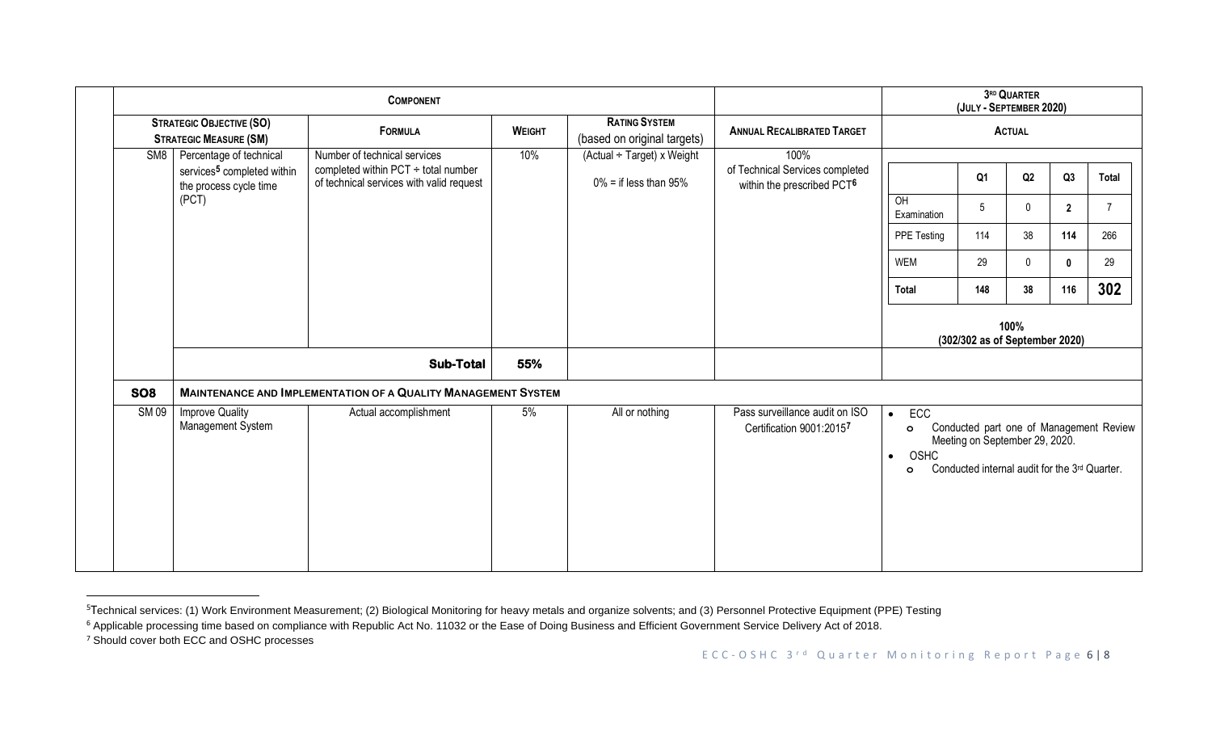| Component | | | | | | 3rd Quarter (July - September 2020) |
|---|---|---|---|---|---|---|
| Strategic Objective (SO) / Strategic Measure (SM) | | Formula | Weight | Rating System (based on original targets) | Annual Recalibrated Target | Actual |
| SM8 | Percentage of technical services[5] completed within the process cycle time (PCT) | Number of technical services completed within PCT ÷ total number of technical services with valid request | 10% | (Actual ÷ Target) x Weight<br><br>0% = if less than 95% | 100% of Technical Services completed within the prescribed PCT[6] | <table><tr><th></th><th>Q1</th><th>Q2</th><th>Q3</th><th>Total</th></tr><tr><td>OH Examination</td><td>5</td><td>0</td><td>2</td><td>7</td></tr><tr><td>PPE Testing</td><td>114</td><td>38</td><td>114</td><td>266</td></tr><tr><td>WEM</td><td>29</td><td>0</td><td>0</td><td>29</td></tr><tr><td>Total</td><td>148</td><td>38</td><td>116</td><td>302</td></tr></table><br>**100%**<br>**(302/302 as of September 2020)** |
| | | **Sub-Total** | **55%** | | | |
| **SO8** | **Maintenance and Implementation of a Quality Management System** | | | | | |
| SM 09 | Improve Quality Management System | Actual accomplishment | 5% | All or nothing | Pass surveillance audit on ISO Certification 9001:2015[7] | • ECC<br>  o Conducted part one of Management Review Meeting on September 29, 2020.<br>• OSHC<br>  o Conducted internal audit for the 3rd Quarter. |

[5] Technical services: (1) Work Environment Measurement; (2) Biological Monitoring for heavy metals and organize solvents; and (3) Personnel Protective Equipment (PPE) Testing

[6] Applicable processing time based on compliance with Republic Act No. 11032 or the Ease of Doing Business and Efficient Government Service Delivery Act of 2018.

[7] Should cover both ECC and OSHC processes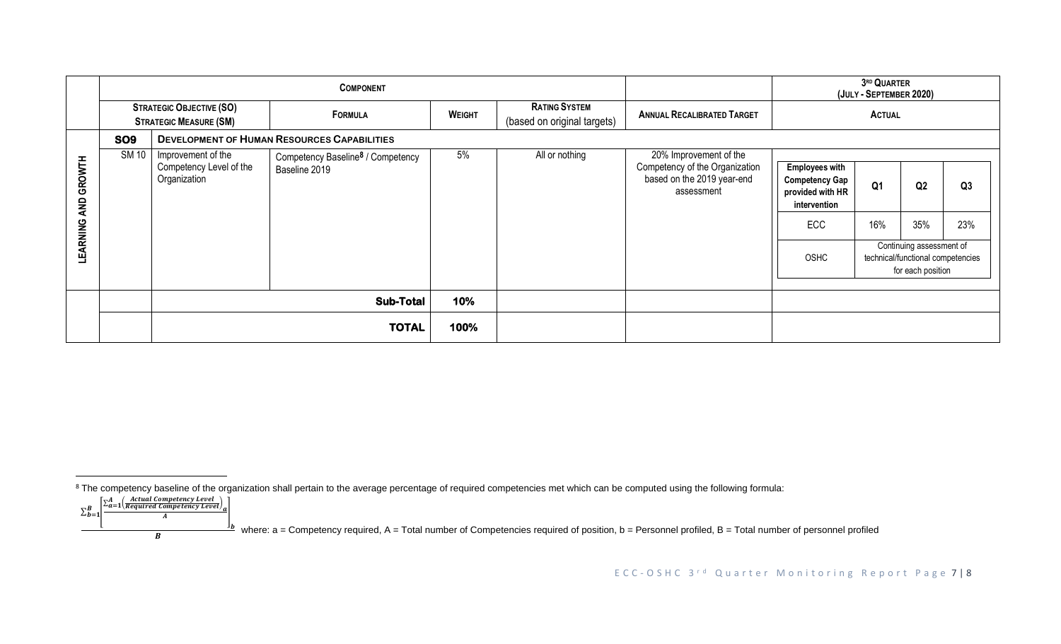| | Component | | | | | | 3rd Quarter (July - September 2020) | | | |
|---|---|---|---|---|---|---|---|---|---|---|
| | Strategic Objective (SO) Strategic Measure (SM) | | Formula | Weight | Rating System (based on original targets) | Annual Recalibrated Target | Actual | | | |
| | SO9 | Development of Human Resources Capabilities | | | | | | | | |
| LEARNING AND GROWTH | SM 10 | Improvement of the Competency Level of the Organization | Competency Baseline[8] / Competency Baseline 2019 | 5% | All or nothing | 20% Improvement of the Competency of the Organization based on the 2019 year-end assessment | Employees with Competency Gap provided with HR intervention | Q1 | Q2 | Q3 |
| | | | | | | | ECC | 16% | 35% | 23% |
| | | | | | | | OSHC | Continuing assessment of technical/functional competencies for each position | | |
| | | Sub-Total | | 10% | | | | | | |
| | | TOTAL | | 100% | | | | | | |

[8] The competency baseline of the organization shall pertain to the average percentage of required competencies met which can be computed using the following formula:

$$\frac{\sum_{b=1}^{B}\left[\frac{\sum_{a=1}^{A}\left(\frac{\text{Actual Competency Level}}{\text{Required Competency Level}}\right)_a}{A}\right]_b}{B}$$

where: a = Competency required, A = Total number of Competencies required of position, b = Personnel profiled, B = Total number of personnel profiled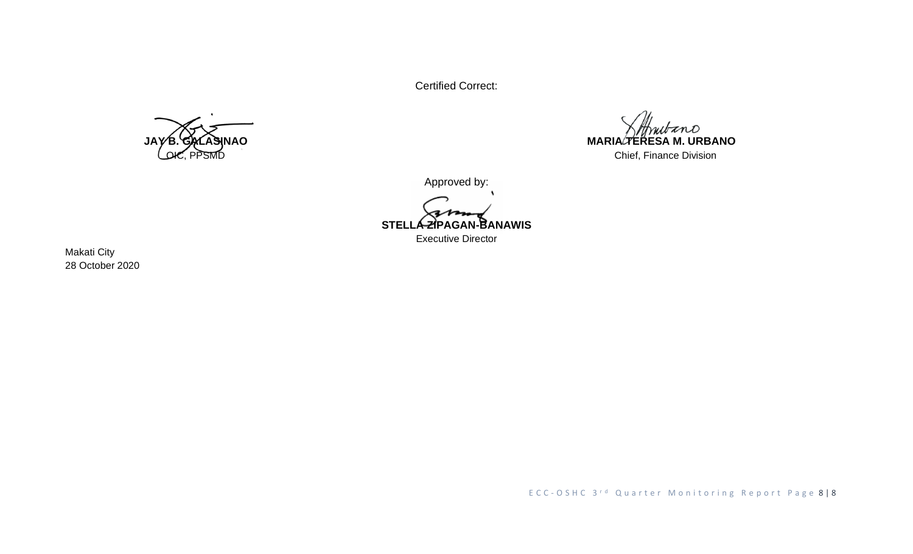Certified Correct:

**JAY B. GALASINAO**
OIC, PPSMD

**MARIA TERESA M. URBANO**
Chief, Finance Division

Approved by:

**STELLA ZIPAGAN-BANAWIS**
Executive Director

Makati City
28 October 2020